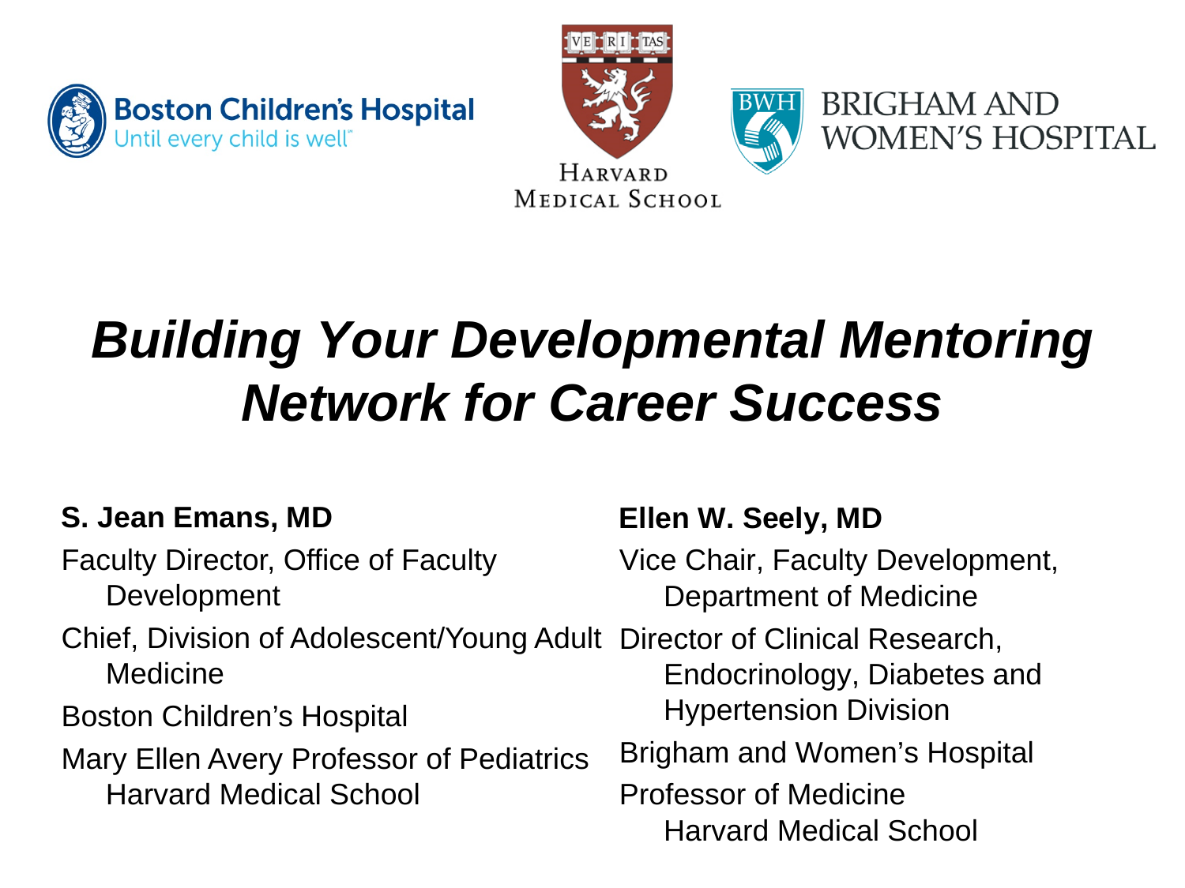Boston Children's Hospital
Until every child is well

HARVARD MEDICAL SCHOOL

BRIGHAM AND WOMEN'S HOSPITAL

# *Building Your Developmental Mentoring Network for Career Success*

**S. Jean Emans, MD**

Faculty Director, Office of Faculty Development

Chief, Division of Adolescent/Young Adult Medicine

Boston Children's Hospital

Mary Ellen Avery Professor of Pediatrics Harvard Medical School

**Ellen W. Seely, MD**

Vice Chair, Faculty Development, Department of Medicine

Director of Clinical Research, Endocrinology, Diabetes and Hypertension Division

Brigham and Women's Hospital

Professor of Medicine Harvard Medical School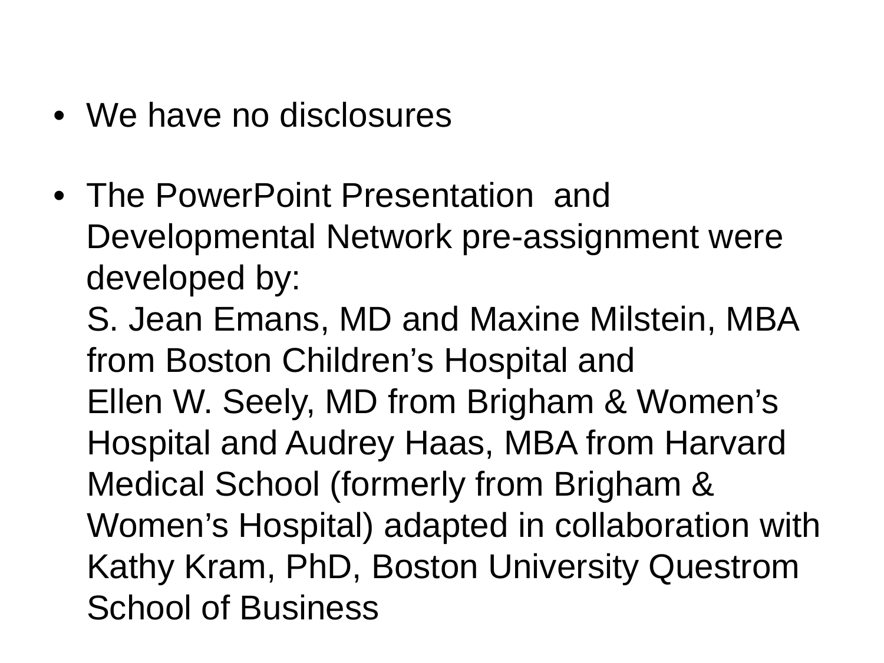- We have no disclosures

- The PowerPoint Presentation and Developmental Network pre-assignment were developed by:
  S. Jean Emans, MD and Maxine Milstein, MBA from Boston Children's Hospital and
  Ellen W. Seely, MD from Brigham & Women's Hospital and Audrey Haas, MBA from Harvard Medical School (formerly from Brigham & Women's Hospital) adapted in collaboration with Kathy Kram, PhD, Boston University Questrom School of Business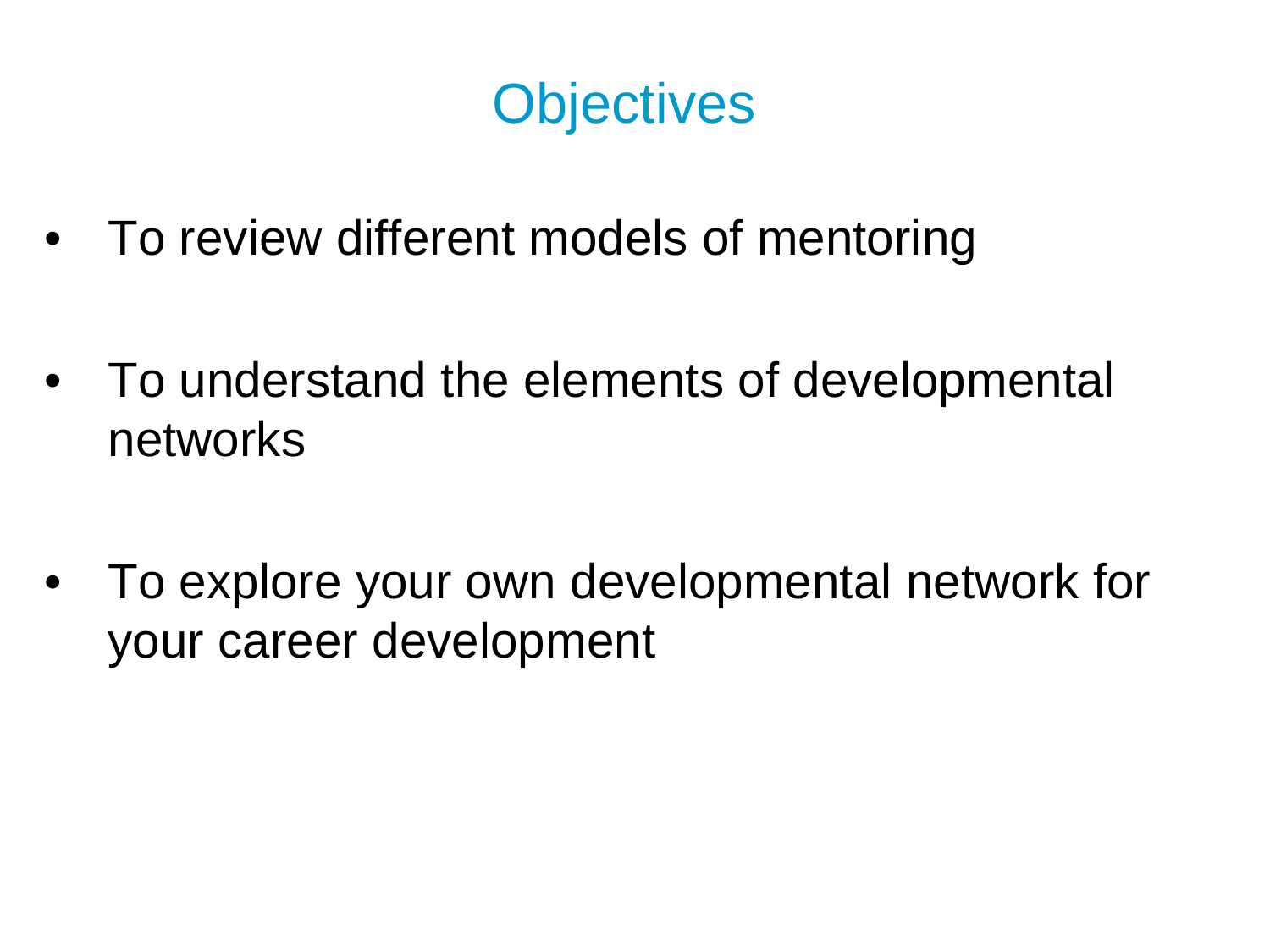# Objectives

- To review different models of mentoring
- To understand the elements of developmental networks
- To explore your own developmental network for your career development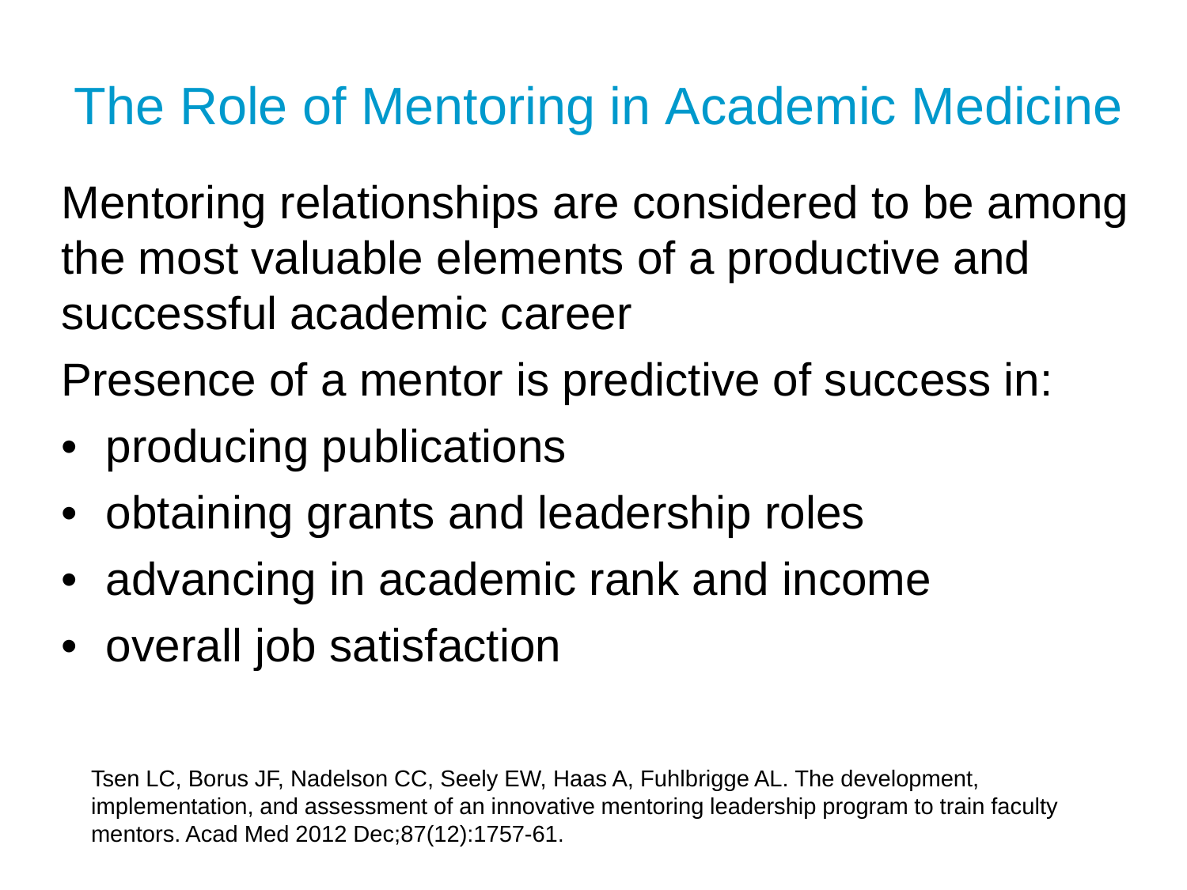# The Role of Mentoring in Academic Medicine

Mentoring relationships are considered to be among the most valuable elements of a productive and successful academic career

Presence of a mentor is predictive of success in:

- producing publications
- obtaining grants and leadership roles
- advancing in academic rank and income
- overall job satisfaction

Tsen LC, Borus JF, Nadelson CC, Seely EW, Haas A, Fuhlbrigge AL. The development, implementation, and assessment of an innovative mentoring leadership program to train faculty mentors. Acad Med 2012 Dec;87(12):1757-61.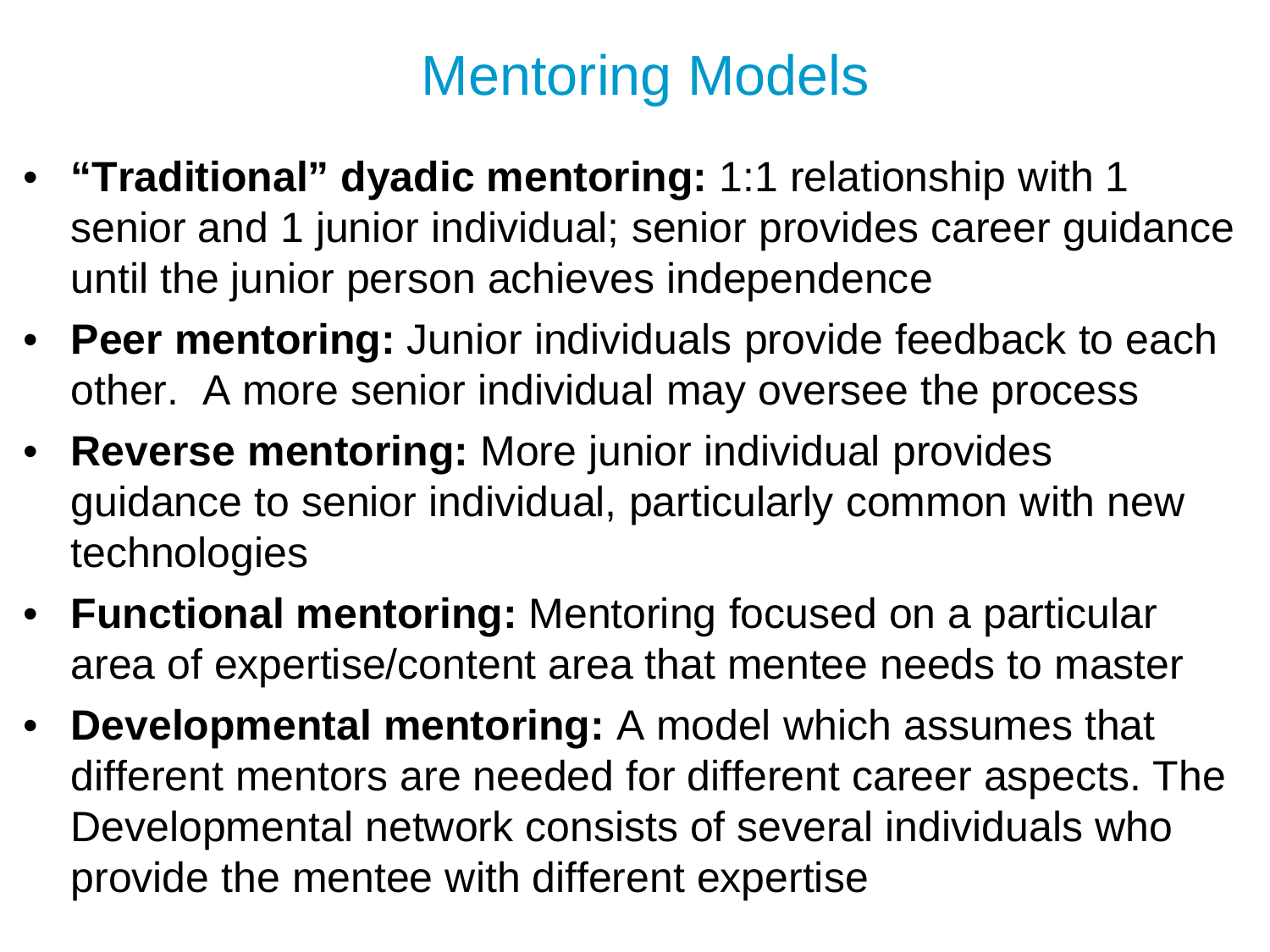# Mentoring Models

- **“Traditional” dyadic mentoring:** 1:1 relationship with 1 senior and 1 junior individual; senior provides career guidance until the junior person achieves independence
- **Peer mentoring:** Junior individuals provide feedback to each other. A more senior individual may oversee the process
- **Reverse mentoring:** More junior individual provides guidance to senior individual, particularly common with new technologies
- **Functional mentoring:** Mentoring focused on a particular area of expertise/content area that mentee needs to master
- **Developmental mentoring:** A model which assumes that different mentors are needed for different career aspects. The Developmental network consists of several individuals who provide the mentee with different expertise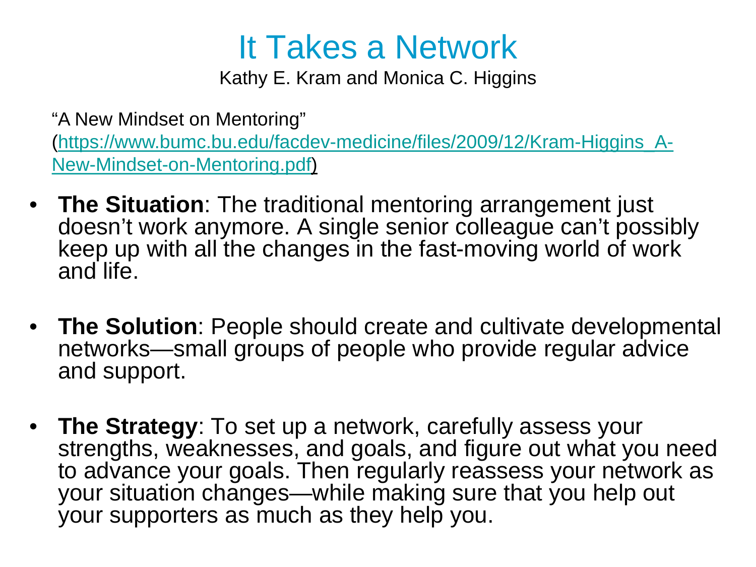# It Takes a Network

Kathy E. Kram and Monica C. Higgins

"A New Mindset on Mentoring" (https://www.bumc.bu.edu/facdev-medicine/files/2009/12/Kram-Higgins_A-New-Mindset-on-Mentoring.pdf)

- **The Situation**: The traditional mentoring arrangement just doesn't work anymore. A single senior colleague can't possibly keep up with all the changes in the fast-moving world of work and life.
- **The Solution**: People should create and cultivate developmental networks—small groups of people who provide regular advice and support.
- **The Strategy**: To set up a network, carefully assess your strengths, weaknesses, and goals, and figure out what you need to advance your goals. Then regularly reassess your network as your situation changes—while making sure that you help out your supporters as much as they help you.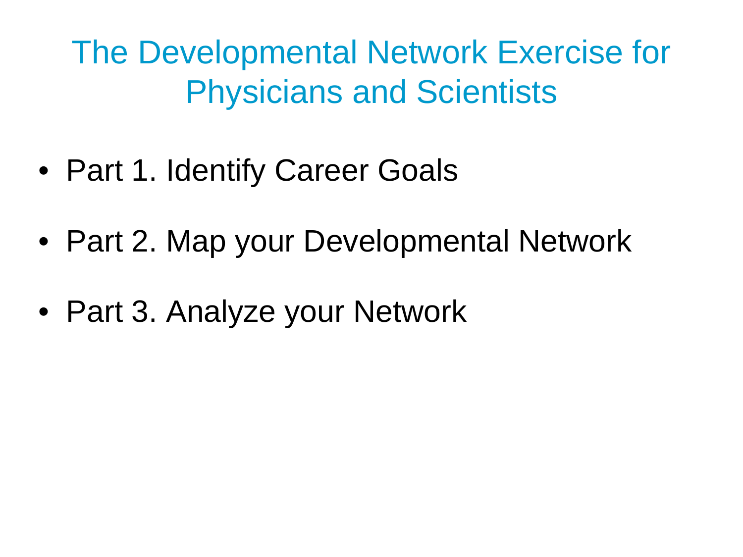# The Developmental Network Exercise for Physicians and Scientists

- Part 1. Identify Career Goals
- Part 2. Map your Developmental Network
- Part 3. Analyze your Network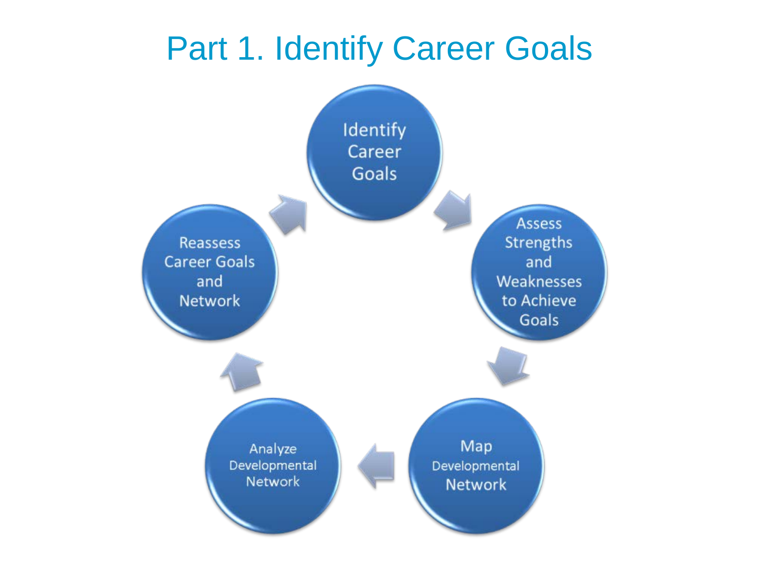# Part 1. Identify Career Goals

- Identify Career Goals
- Assess Strengths and Weaknesses to Achieve Goals
- Map Developmental Network
- Analyze Developmental Network
- Reassess Career Goals and Network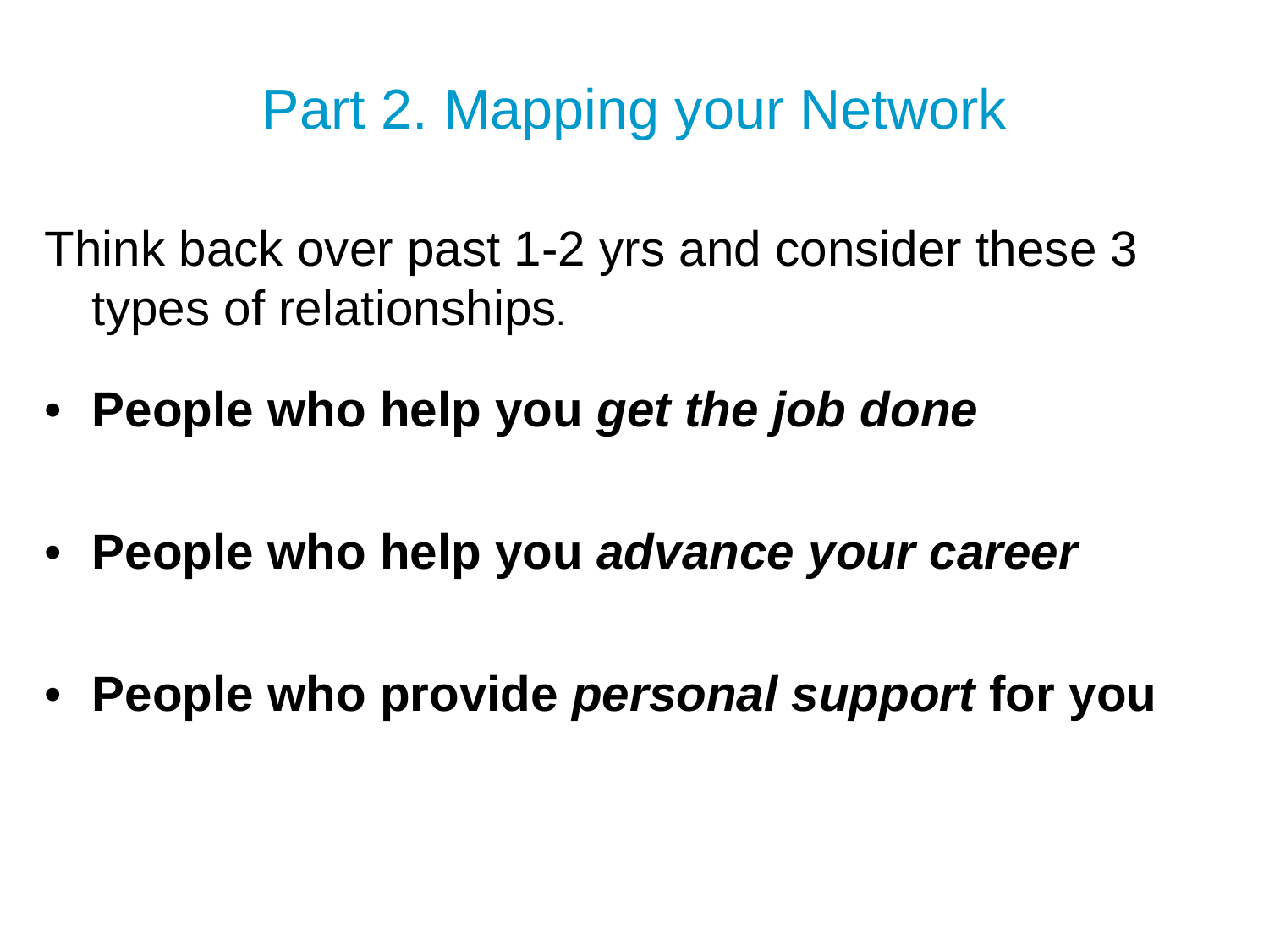# Part 2. Mapping your Network

Think back over past 1-2 yrs and consider these 3 types of relationships.

- **People who help you *get the job done***
- **People who help you *advance your career***
- **People who provide *personal support* for you**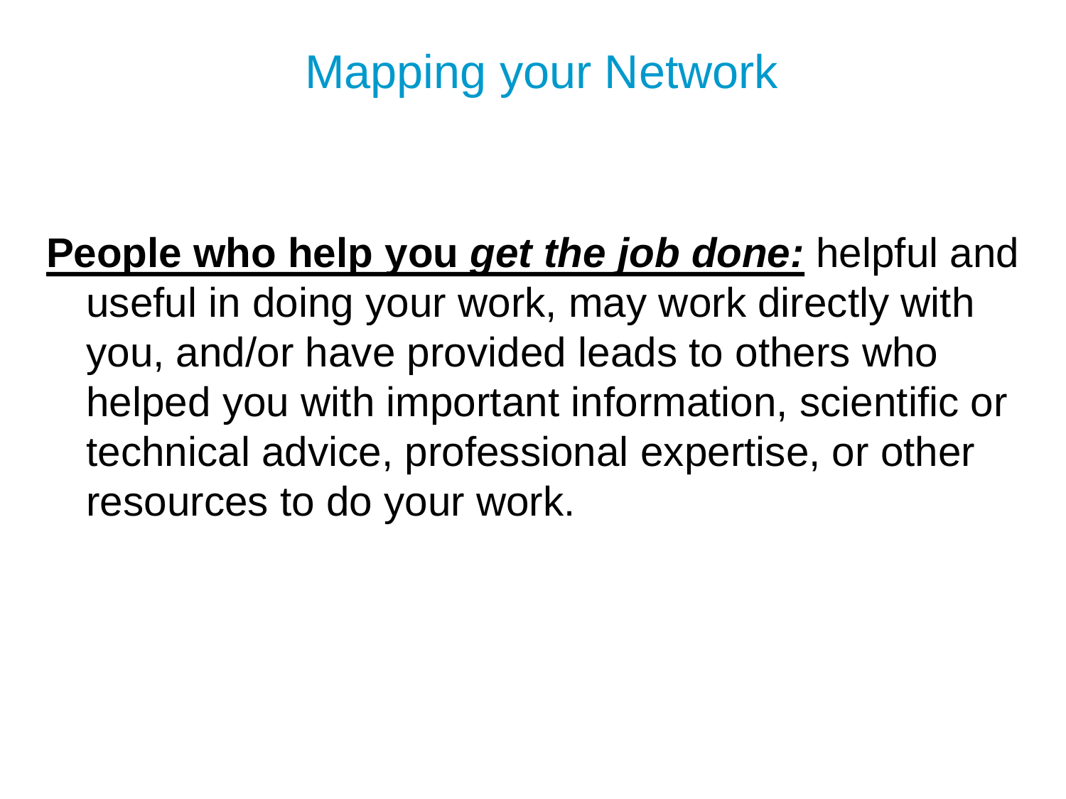# Mapping your Network

**People who help you *get the job done:*** helpful and useful in doing your work, may work directly with you, and/or have provided leads to others who helped you with important information, scientific or technical advice, professional expertise, or other resources to do your work.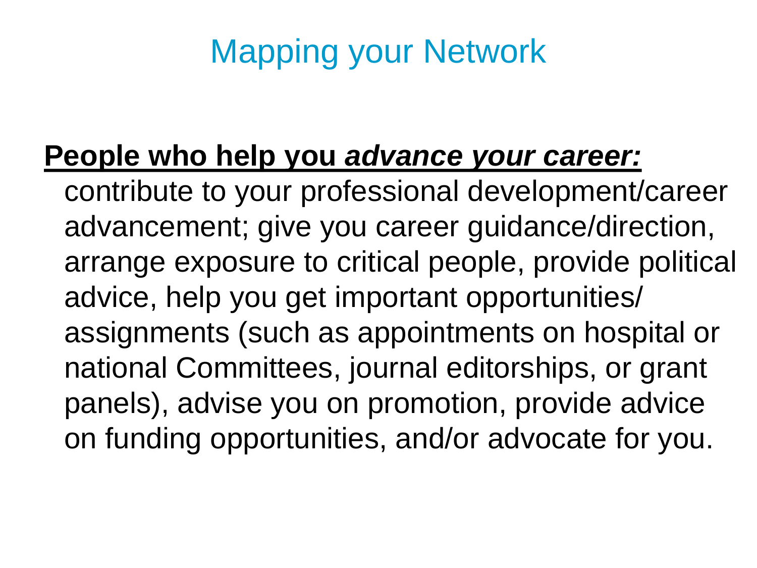# Mapping your Network

**People who help you *advance your career:*** contribute to your professional development/career advancement; give you career guidance/direction, arrange exposure to critical people, provide political advice, help you get important opportunities/ assignments (such as appointments on hospital or national Committees, journal editorships, or grant panels), advise you on promotion, provide advice on funding opportunities, and/or advocate for you.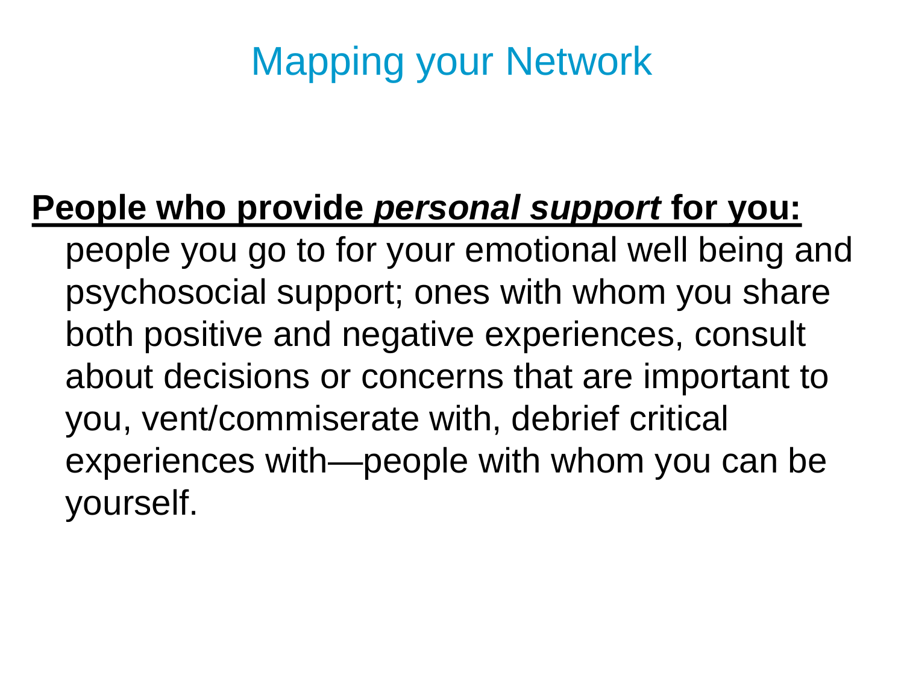# Mapping your Network

**People who provide *personal support* for you:**

people you go to for your emotional well being and psychosocial support; ones with whom you share both positive and negative experiences, consult about decisions or concerns that are important to you, vent/commiserate with, debrief critical experiences with—people with whom you can be yourself.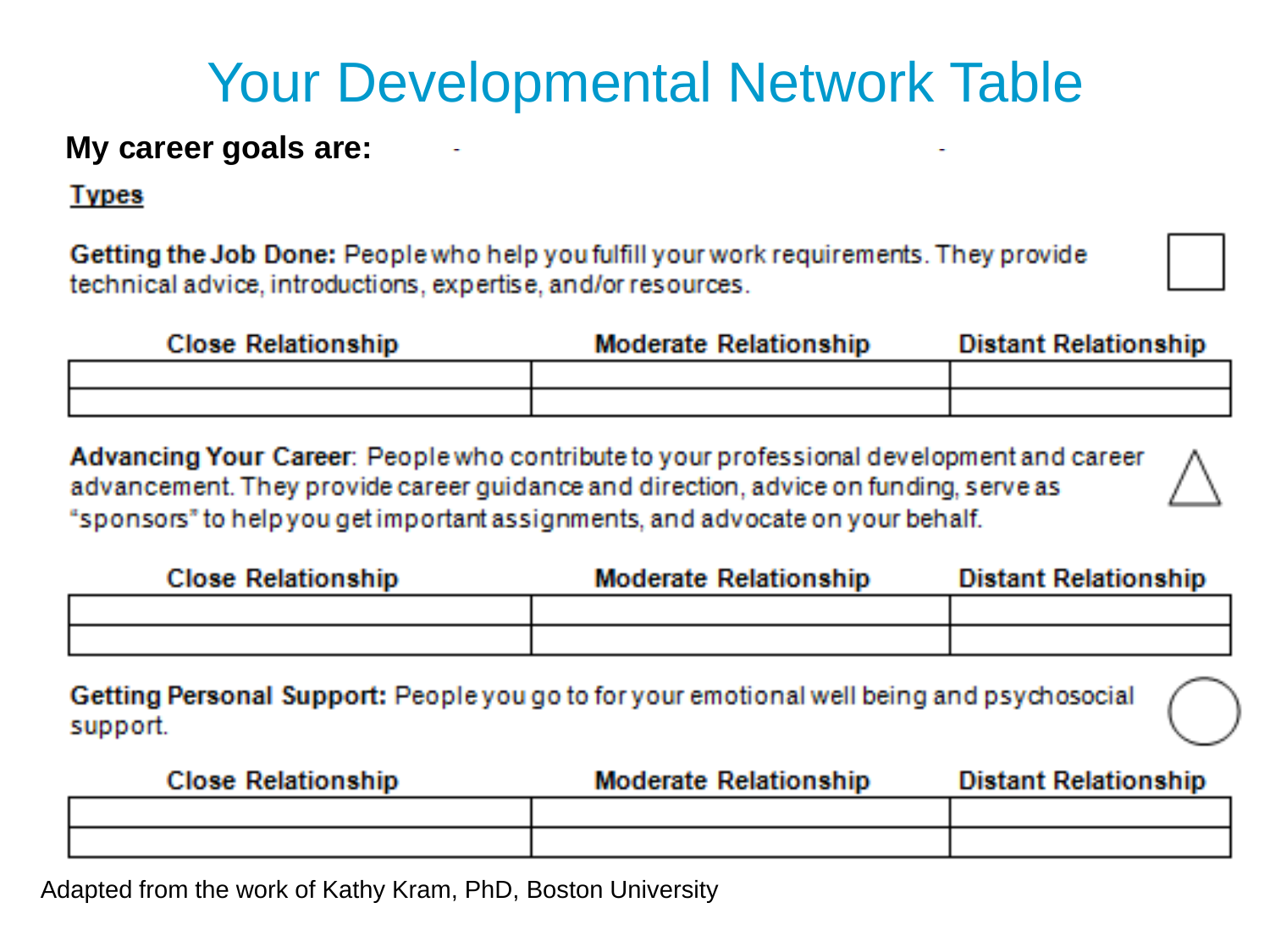# Your Developmental Network Table

**My career goals are:**

**Types**

**Getting the Job Done:** People who help you fulfill your work requirements. They provide technical advice, introductions, expertise, and/or resources.

| Close Relationship | Moderate Relationship | Distant Relationship |
|---|---|---|
| | | |
| | | |

**Advancing Your Career**: People who contribute to your professional development and career advancement. They provide career guidance and direction, advice on funding, serve as "sponsors" to help you get important assignments, and advocate on your behalf.

| Close Relationship | Moderate Relationship | Distant Relationship |
|---|---|---|
| | | |
| | | |

**Getting Personal Support:** People you go to for your emotional well being and psychosocial support.

| Close Relationship | Moderate Relationship | Distant Relationship |
|---|---|---|
| | | |
| | | |

Adapted from the work of Kathy Kram, PhD, Boston University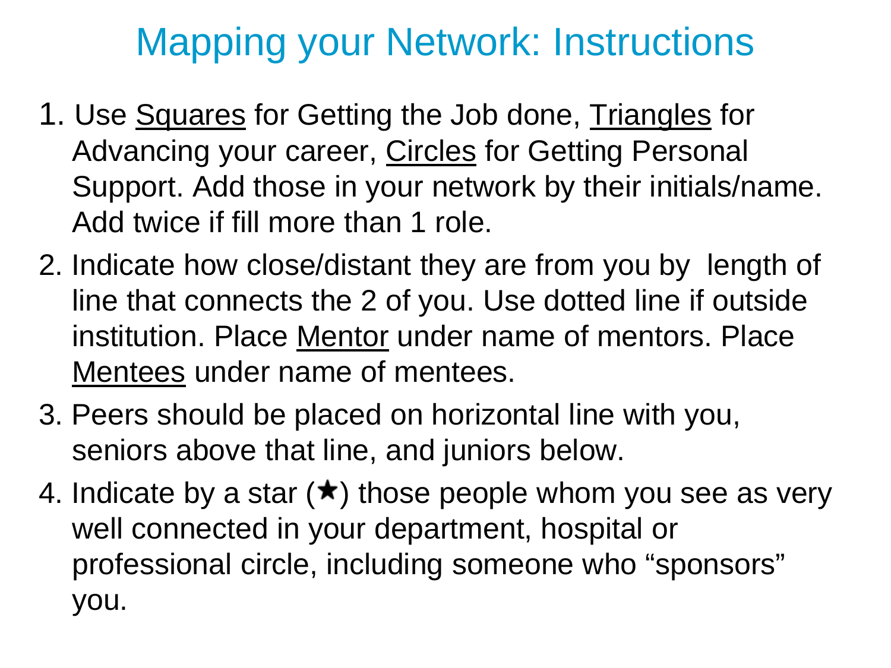# Mapping your Network: Instructions

1. Use <u>Squares</u> for Getting the Job done, <u>Triangles</u> for Advancing your career, <u>Circles</u> for Getting Personal Support. Add those in your network by their initials/name. Add twice if fill more than 1 role.
2. Indicate how close/distant they are from you by length of line that connects the 2 of you. Use dotted line if outside institution. Place <u>Mentor</u> under name of mentors. Place <u>Mentees</u> under name of mentees.
3. Peers should be placed on horizontal line with you, seniors above that line, and juniors below.
4. Indicate by a star (★) those people whom you see as very well connected in your department, hospital or professional circle, including someone who "sponsors" you.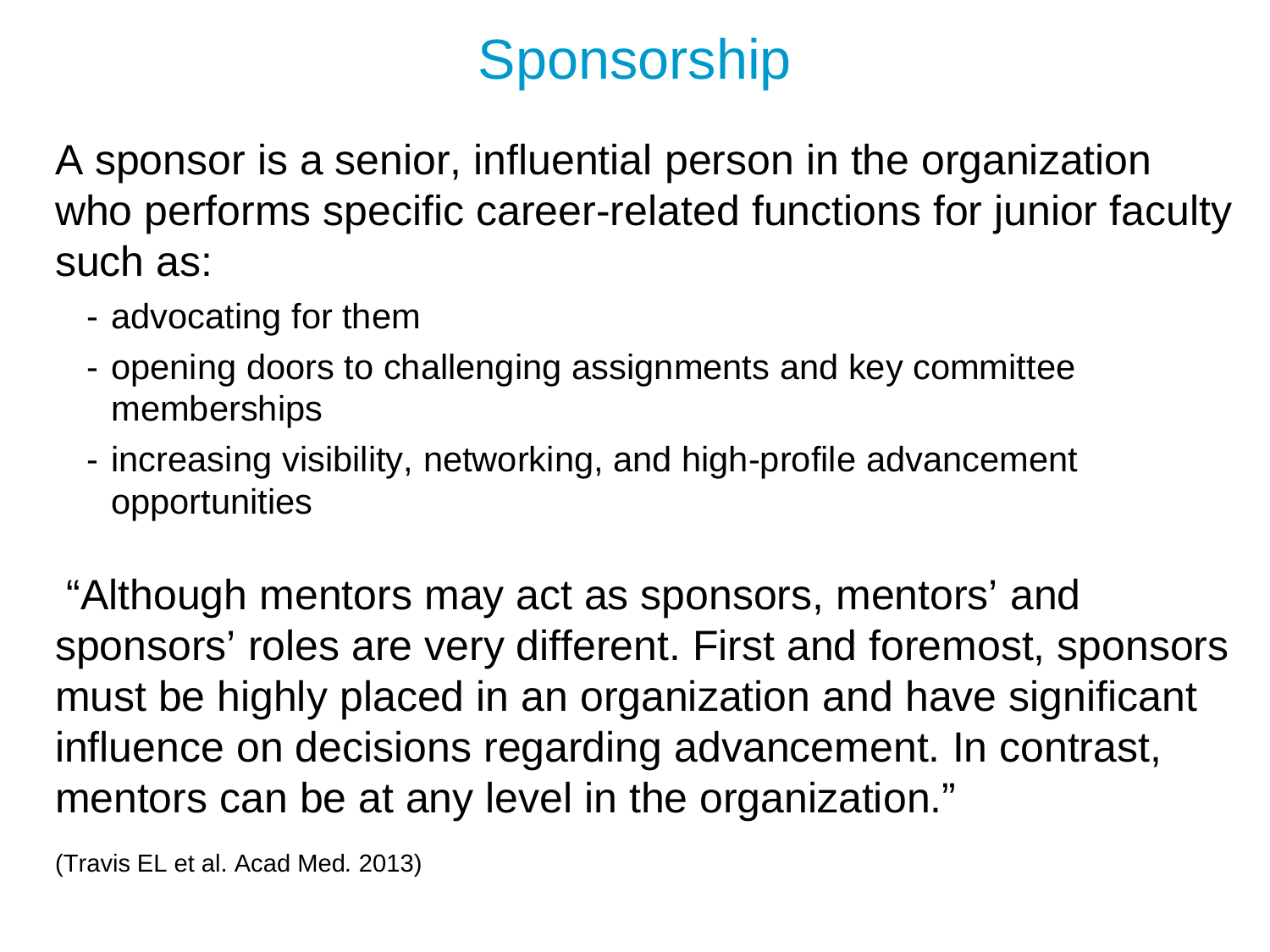# Sponsorship

A sponsor is a senior, influential person in the organization who performs specific career-related functions for junior faculty such as:

- advocating for them
- opening doors to challenging assignments and key committee memberships
- increasing visibility, networking, and high-profile advancement opportunities

"Although mentors may act as sponsors, mentors' and sponsors' roles are very different. First and foremost, sponsors must be highly placed in an organization and have significant influence on decisions regarding advancement. In contrast, mentors can be at any level in the organization."

(Travis EL et al. Acad Med. 2013)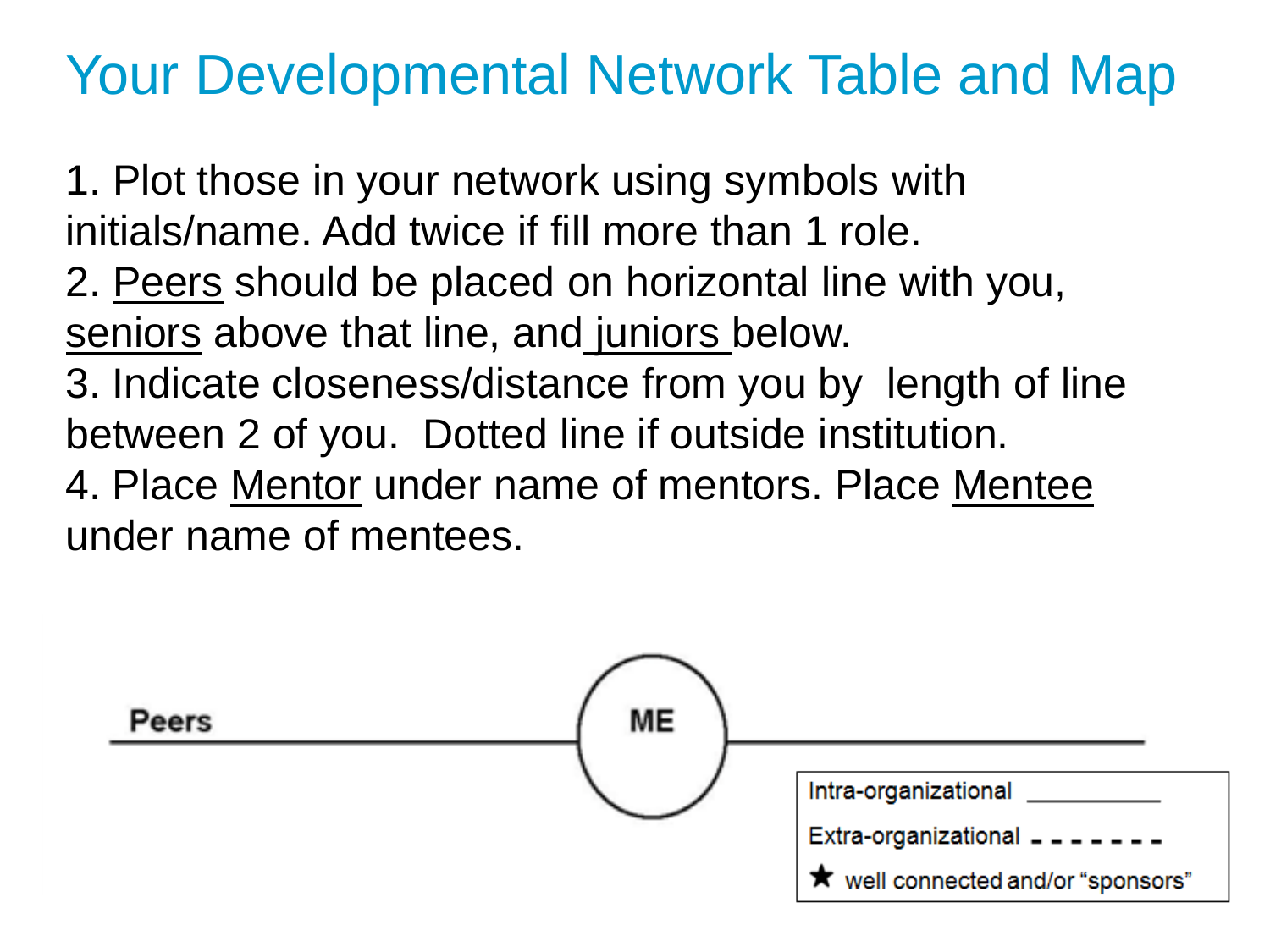# Your Developmental Network Table and Map

1. Plot those in your network using symbols with initials/name. Add twice if fill more than 1 role.
2. <u>Peers</u> should be placed on horizontal line with you, <u>seniors</u> above that line, and <u>juniors</u> below.
3. Indicate closeness/distance from you by length of line between 2 of you. Dotted line if outside institution.
4. Place <u>Mentor</u> under name of mentors. Place <u>Mentee</u> under name of mentees.

**Peers** **ME**

Intra-organizational ___________

Extra-organizational - - - - - - -

★ well connected and/or "sponsors"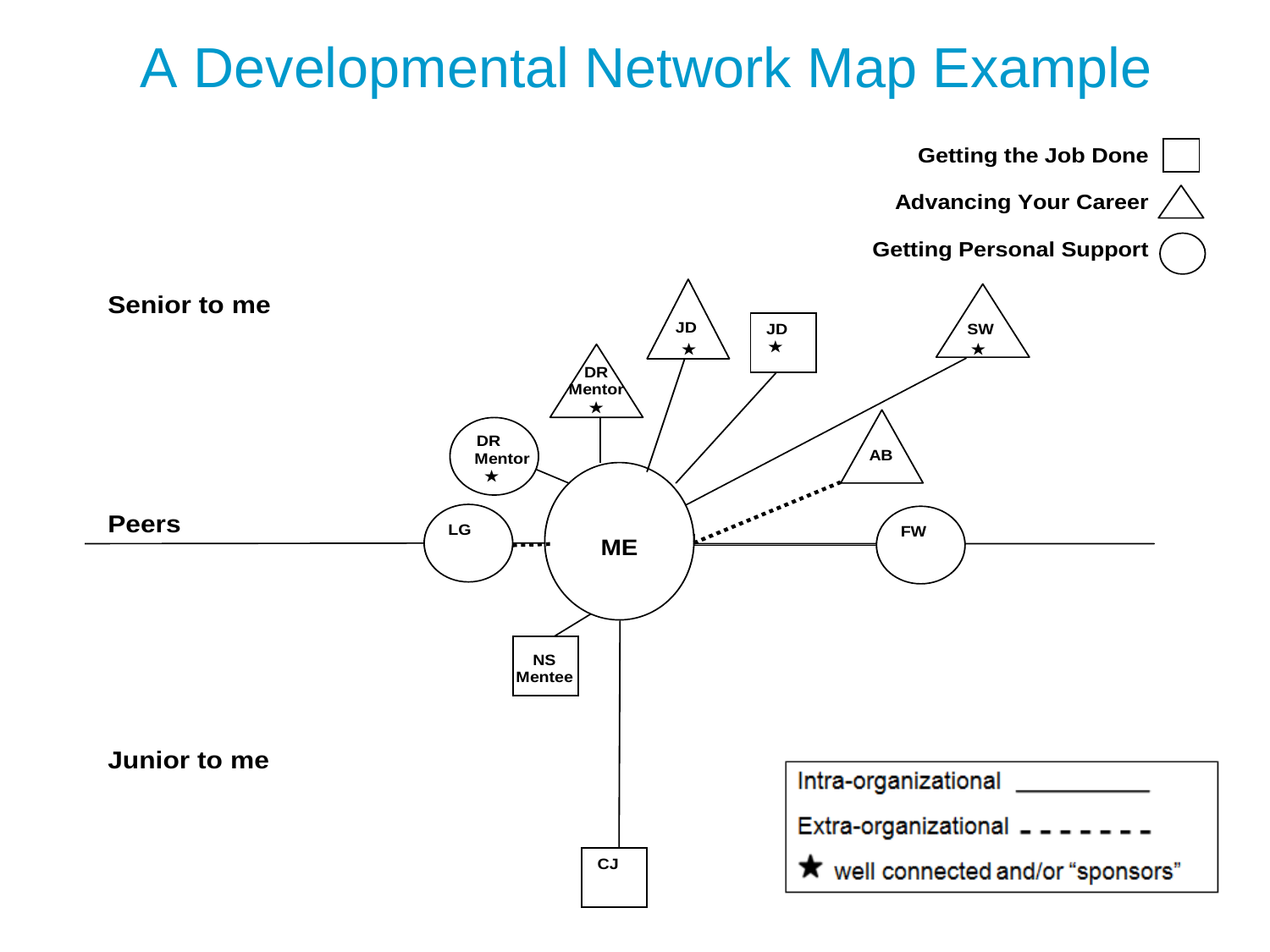# A Developmental Network Map Example

Getting the Job Done ☐

Advancing Your Career △

Getting Personal Support ○

Senior to me

Peers

Junior to me

JD ★

JD ★

SW ★

DR Mentor ★

DR Mentor ★

AB

LG

ME

FW

NS Mentee

CJ

| | |
|---|---|
| Intra-organizational | ___________ |
| Extra-organizational | - - - - - - - |
| ★ well connected and/or "sponsors" | |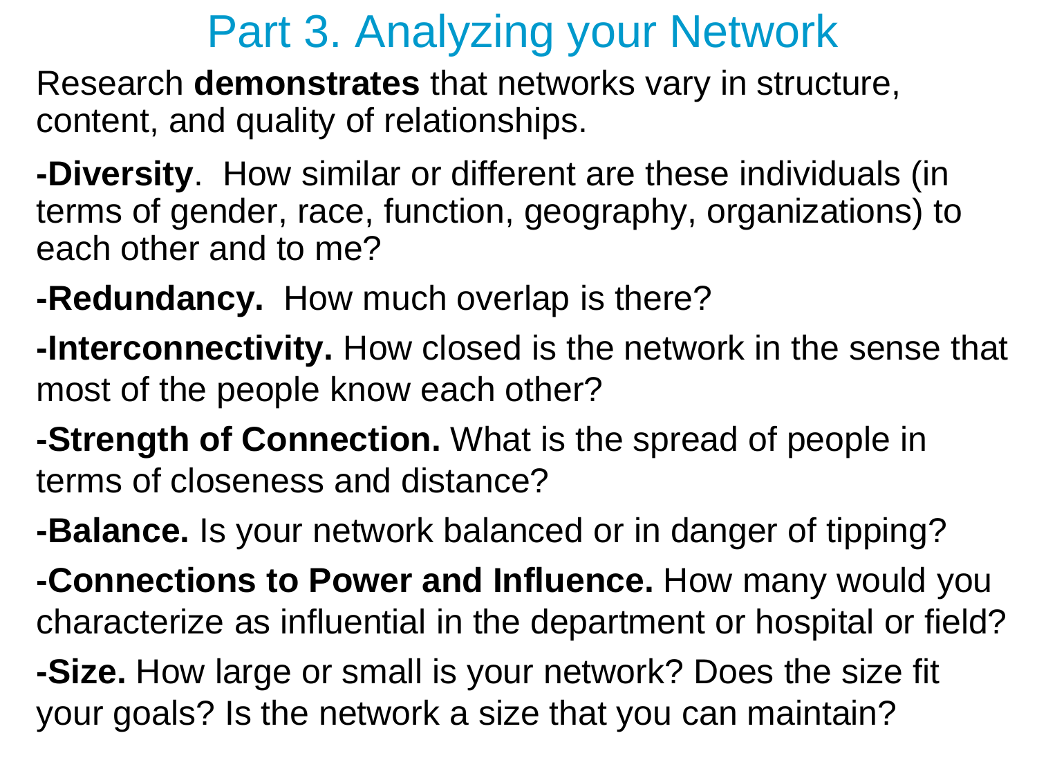# Part 3. Analyzing your Network

Research **demonstrates** that networks vary in structure, content, and quality of relationships.

**-Diversity**. How similar or different are these individuals (in terms of gender, race, function, geography, organizations) to each other and to me?

**-Redundancy.** How much overlap is there?

**-Interconnectivity.** How closed is the network in the sense that most of the people know each other?

**-Strength of Connection.** What is the spread of people in terms of closeness and distance?

**-Balance.** Is your network balanced or in danger of tipping?

**-Connections to Power and Influence.** How many would you characterize as influential in the department or hospital or field?

**-Size.** How large or small is your network? Does the size fit your goals? Is the network a size that you can maintain?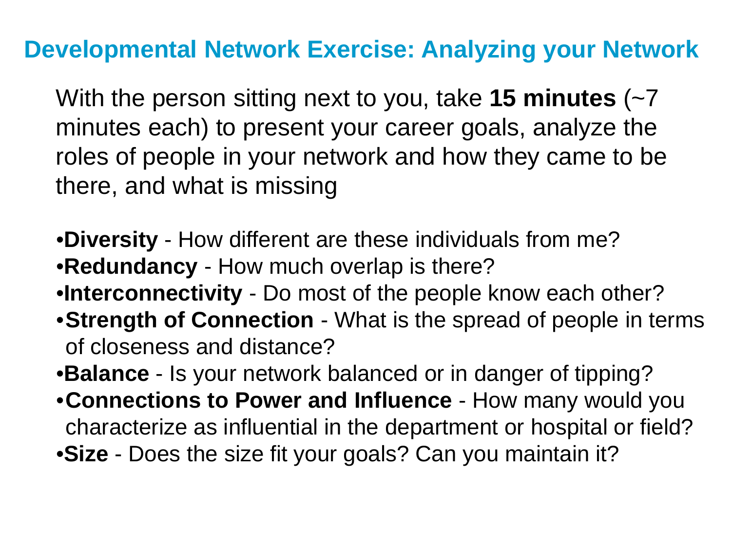# Developmental Network Exercise: Analyzing your Network

With the person sitting next to you, take **15 minutes** (~7 minutes each) to present your career goals, analyze the roles of people in your network and how they came to be there, and what is missing

- **Diversity** - How different are these individuals from me?
- **Redundancy** - How much overlap is there?
- **Interconnectivity** - Do most of the people know each other?
- **Strength of Connection** - What is the spread of people in terms of closeness and distance?
- **Balance** - Is your network balanced or in danger of tipping?
- **Connections to Power and Influence** - How many would you characterize as influential in the department or hospital or field?
- **Size** - Does the size fit your goals? Can you maintain it?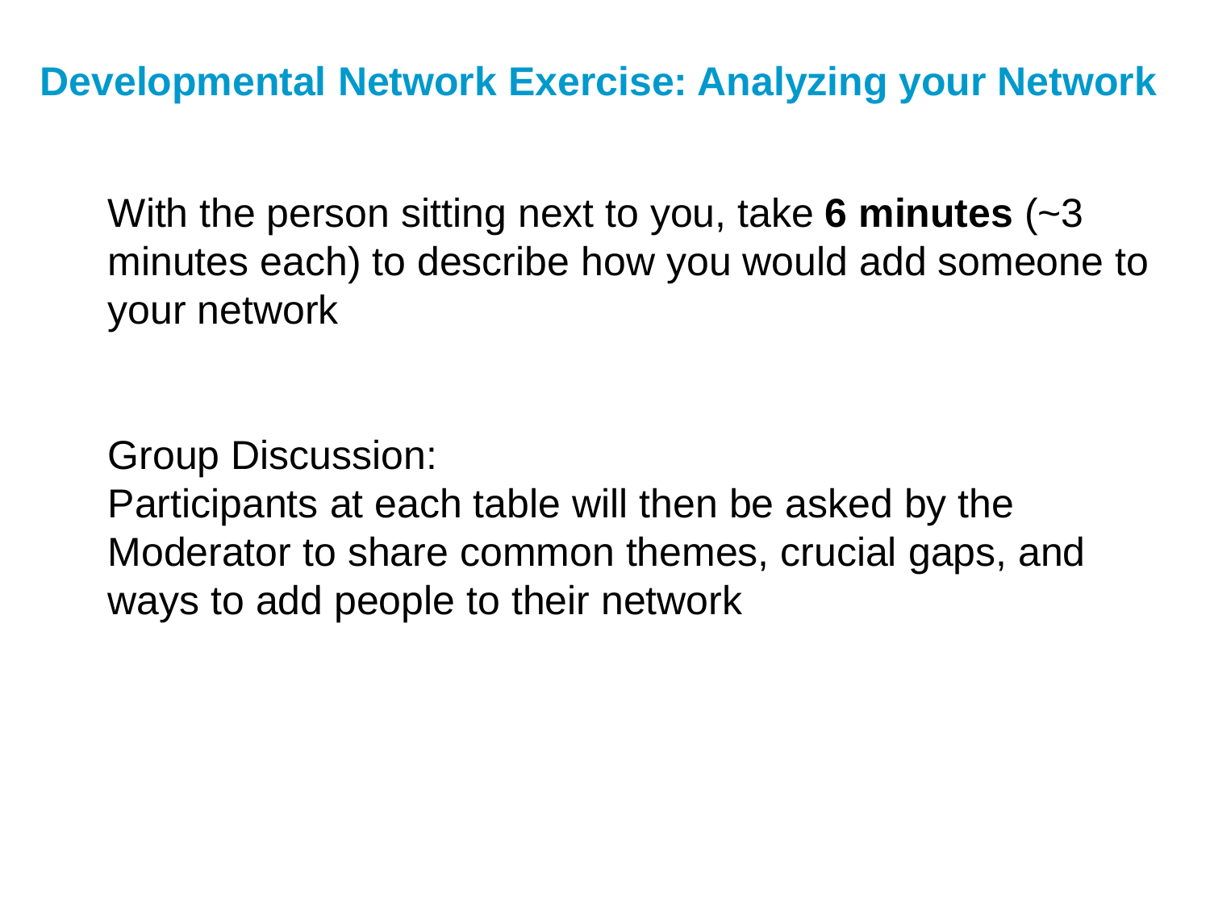# Developmental Network Exercise: Analyzing your Network

With the person sitting next to you, take **6 minutes** (~3 minutes each) to describe how you would add someone to your network

Group Discussion:
Participants at each table will then be asked by the Moderator to share common themes, crucial gaps, and ways to add people to their network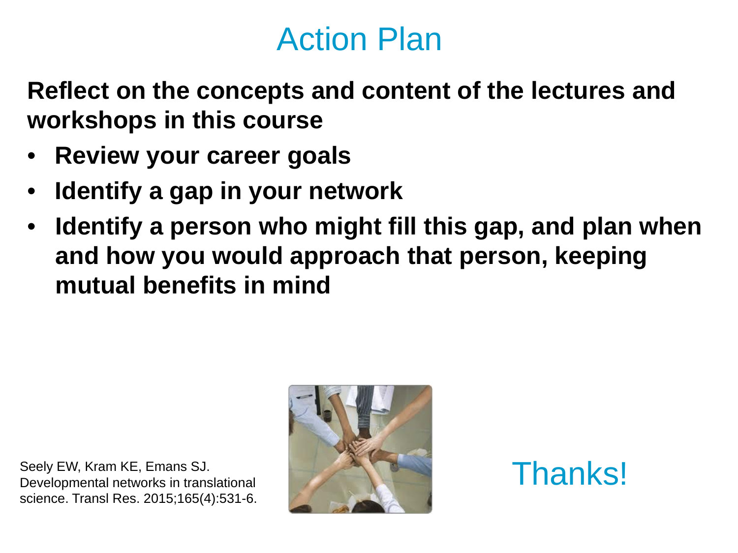# Action Plan

**Reflect on the concepts and content of the lectures and workshops in this course**

- **Review your career goals**
- **Identify a gap in your network**
- **Identify a person who might fill this gap, and plan when and how you would approach that person, keeping mutual benefits in mind**

Seely EW, Kram KE, Emans SJ. Developmental networks in translational science. Transl Res. 2015;165(4):531-6.

Thanks!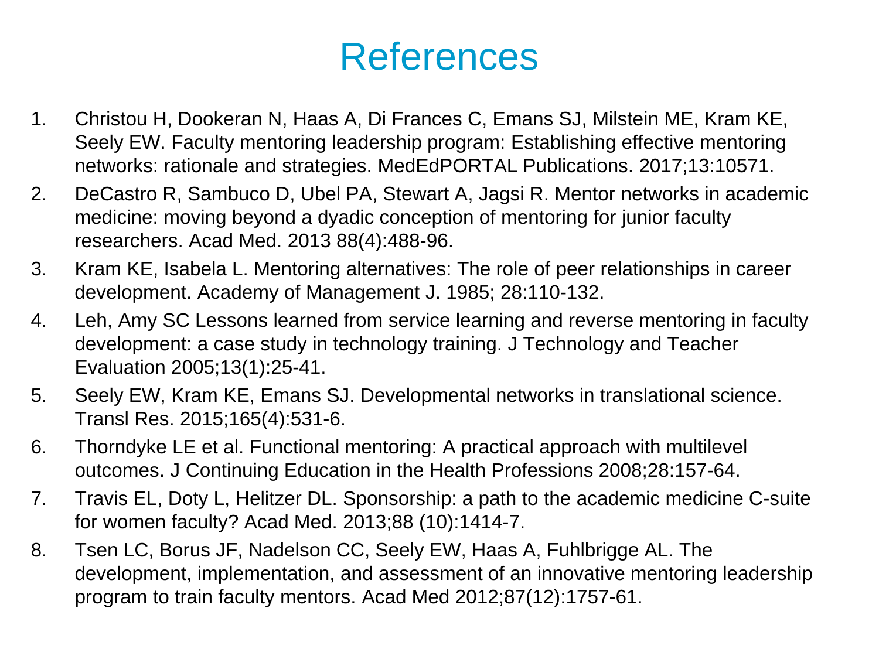# References

1. Christou H, Dookeran N, Haas A, Di Frances C, Emans SJ, Milstein ME, Kram KE, Seely EW. Faculty mentoring leadership program: Establishing effective mentoring networks: rationale and strategies. MedEdPORTAL Publications. 2017;13:10571.
2. DeCastro R, Sambuco D, Ubel PA, Stewart A, Jagsi R. Mentor networks in academic medicine: moving beyond a dyadic conception of mentoring for junior faculty researchers. Acad Med. 2013 88(4):488-96.
3. Kram KE, Isabela L. Mentoring alternatives: The role of peer relationships in career development. Academy of Management J. 1985; 28:110-132.
4. Leh, Amy SC Lessons learned from service learning and reverse mentoring in faculty development: a case study in technology training. J Technology and Teacher Evaluation 2005;13(1):25-41.
5. Seely EW, Kram KE, Emans SJ. Developmental networks in translational science. Transl Res. 2015;165(4):531-6.
6. Thorndyke LE et al. Functional mentoring: A practical approach with multilevel outcomes. J Continuing Education in the Health Professions 2008;28:157-64.
7. Travis EL, Doty L, Helitzer DL. Sponsorship: a path to the academic medicine C-suite for women faculty? Acad Med. 2013;88 (10):1414-7.
8. Tsen LC, Borus JF, Nadelson CC, Seely EW, Haas A, Fuhlbrigge AL. The development, implementation, and assessment of an innovative mentoring leadership program to train faculty mentors. Acad Med 2012;87(12):1757-61.